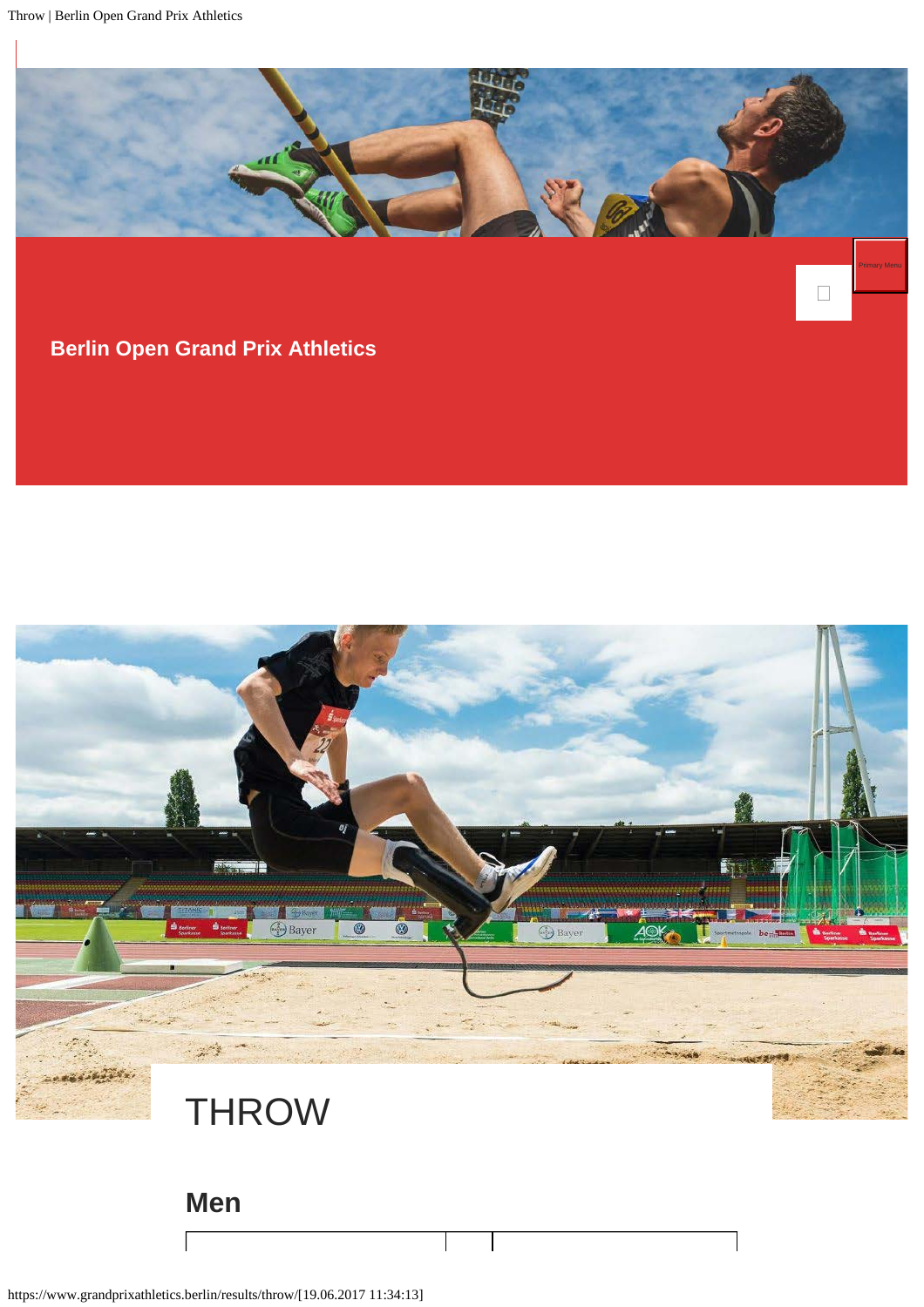Primary Menu

**Berlin Open Grand Prix Athletics**

# THROW

## Men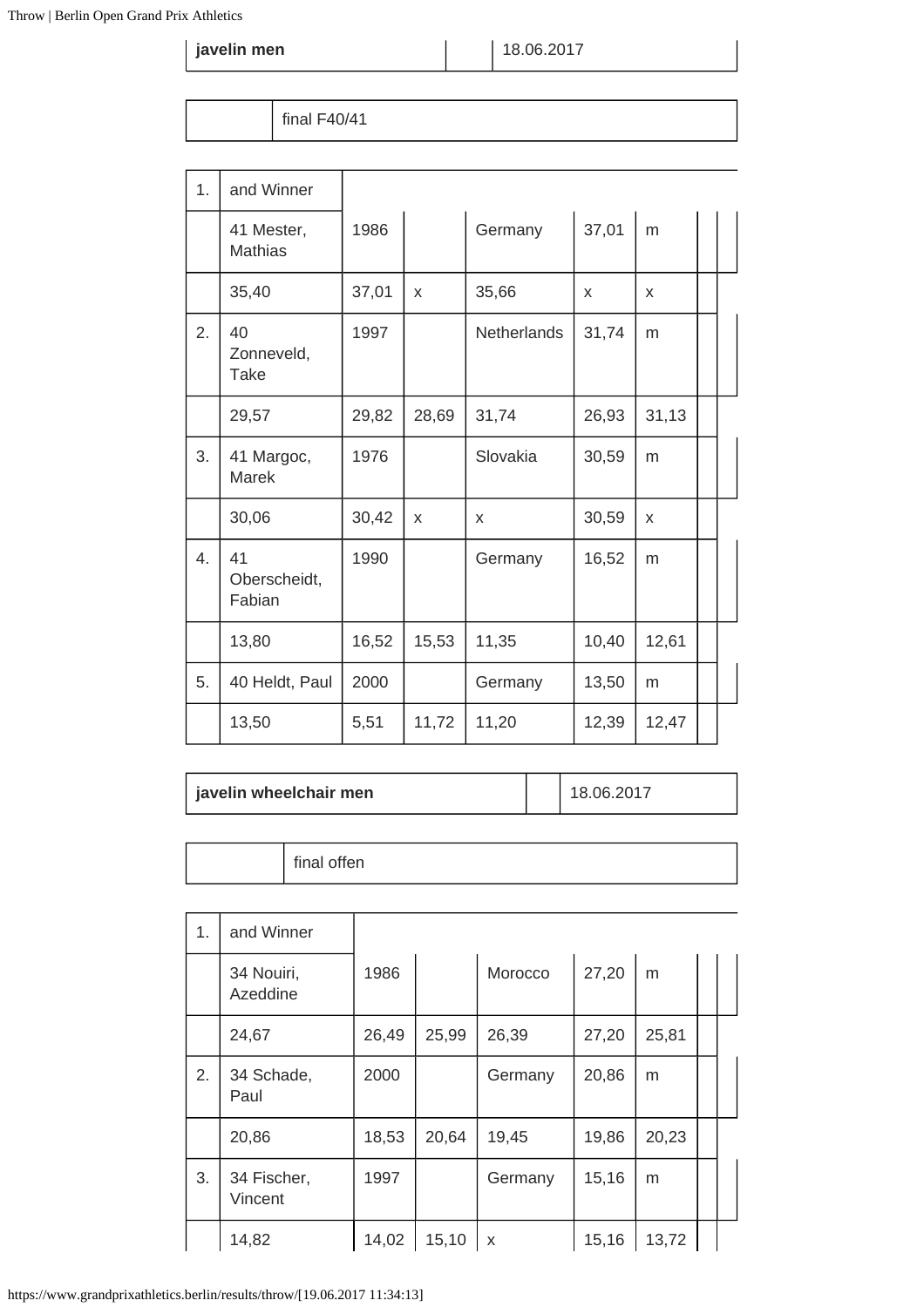| javelin men | | 18.06.2017 |
|---|---|---|

| | final F40/41 |
|---|---|

| | | | | | | | | |
|---|---|---|---|---|---|---|---|---|
| 1. | and Winner | | | | | | | |
| | 41 Mester, Mathias | 1986 | | Germany | 37,01 | m | | |
| | 35,40 | 37,01 | x | 35,66 | x | x | | |
| 2. | 40 Zonneveld, Take | 1997 | | Netherlands | 31,74 | m | | |
| | 29,57 | 29,82 | 28,69 | 31,74 | 26,93 | 31,13 | | |
| 3. | 41 Margoc, Marek | 1976 | | Slovakia | 30,59 | m | | |
| | 30,06 | 30,42 | x | x | 30,59 | x | | |
| 4. | 41 Oberscheidt, Fabian | 1990 | | Germany | 16,52 | m | | |
| | 13,80 | 16,52 | 15,53 | 11,35 | 10,40 | 12,61 | | |
| 5. | 40 Heldt, Paul | 2000 | | Germany | 13,50 | m | | |
| | 13,50 | 5,51 | 11,72 | 11,20 | 12,39 | 12,47 | | |

| javelin wheelchair men | | 18.06.2017 |
|---|---|---|

| | final offen |
|---|---|

| | | | | | | | | |
|---|---|---|---|---|---|---|---|---|
| 1. | and Winner | | | | | | | |
| | 34 Nouiri, Azeddine | 1986 | | Morocco | 27,20 | m | | |
| | 24,67 | 26,49 | 25,99 | 26,39 | 27,20 | 25,81 | | |
| 2. | 34 Schade, Paul | 2000 | | Germany | 20,86 | m | | |
| | 20,86 | 18,53 | 20,64 | 19,45 | 19,86 | 20,23 | | |
| 3. | 34 Fischer, Vincent | 1997 | | Germany | 15,16 | m | | |
| | 14,82 | 14,02 | 15,10 | x | 15,16 | 13,72 | | |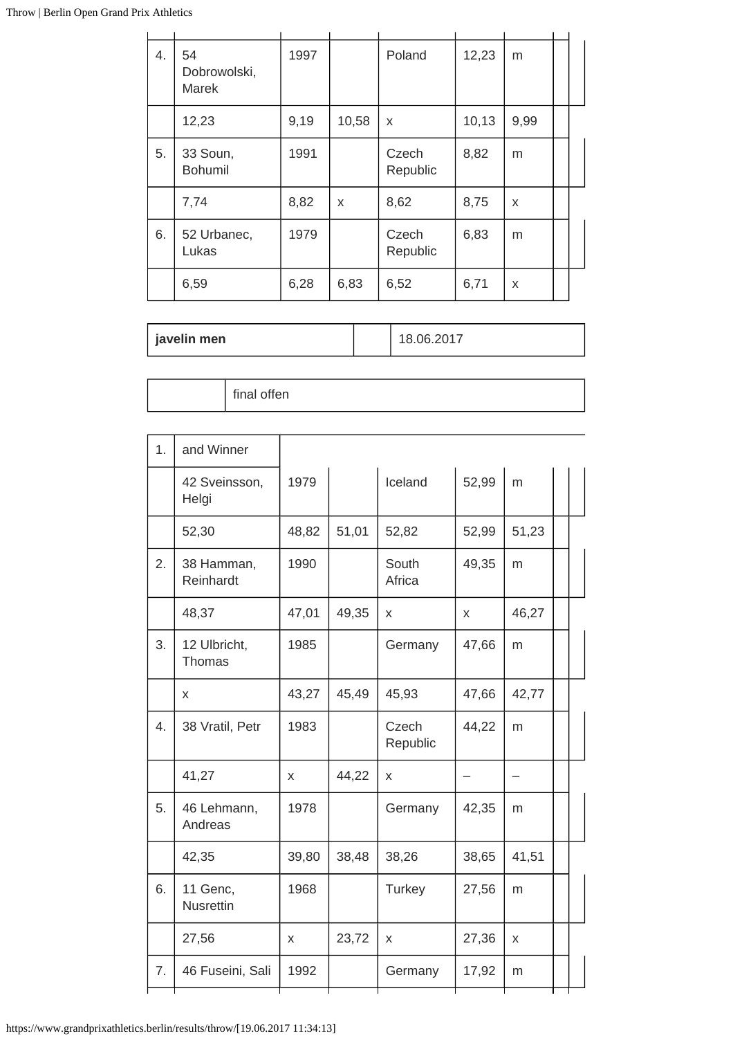| | | | | | | | |
|---|---|---|---|---|---|---|---|
| 4. | 54 Dobrowolski, Marek | 1997 | | Poland | 12,23 | m | |
| | 12,23 | 9,19 | 10,58 | x | 10,13 | 9,99 | |
| 5. | 33 Soun, Bohumil | 1991 | | Czech Republic | 8,82 | m | |
| | 7,74 | 8,82 | x | 8,62 | 8,75 | x | |
| 6. | 52 Urbanec, Lukas | 1979 | | Czech Republic | 6,83 | m | |
| | 6,59 | 6,28 | 6,83 | 6,52 | 6,71 | x | |

| **javelin men** | | 18.06.2017 |
|---|---|---|

| | final offen |
|---|---|

| | | | | | | | |
|---|---|---|---|---|---|---|---|
| 1. | and Winner | | | | | | |
| | 42 Sveinsson, Helgi | 1979 | | Iceland | 52,99 | m | |
| | 52,30 | 48,82 | 51,01 | 52,82 | 52,99 | 51,23 | |
| 2. | 38 Hamman, Reinhardt | 1990 | | South Africa | 49,35 | m | |
| | 48,37 | 47,01 | 49,35 | x | x | 46,27 | |
| 3. | 12 Ulbricht, Thomas | 1985 | | Germany | 47,66 | m | |
| | x | 43,27 | 45,49 | 45,93 | 47,66 | 42,77 | |
| 4. | 38 Vratil, Petr | 1983 | | Czech Republic | 44,22 | m | |
| | 41,27 | x | 44,22 | x | – | – | |
| 5. | 46 Lehmann, Andreas | 1978 | | Germany | 42,35 | m | |
| | 42,35 | 39,80 | 38,48 | 38,26 | 38,65 | 41,51 | |
| 6. | 11 Genc, Nusrettin | 1968 | | Turkey | 27,56 | m | |
| | 27,56 | x | 23,72 | x | 27,36 | x | |
| 7. | 46 Fuseini, Sali | 1992 | | Germany | 17,92 | m | |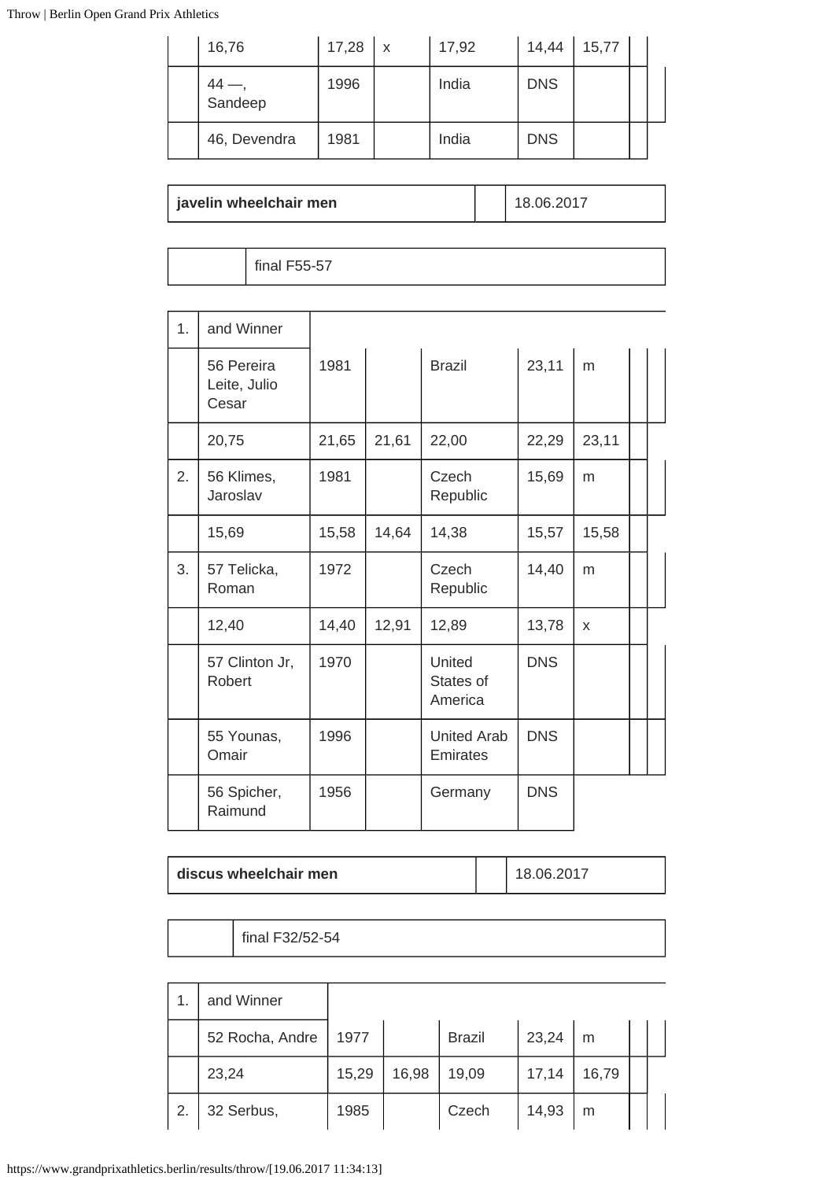| | | | | | | | | |
|---|---|---|---|---|---|---|---|---|
| | 16,76 | 17,28 | x | 17,92 | 14,44 | 15,77 | | |
| | 44 —, Sandeep | 1996 | | India | DNS | | | |
| | 46, Devendra | 1981 | | India | DNS | | | |

| **javelin wheelchair men** | | 18.06.2017 |
|---|---|---|

| | final F55-57 |
|---|---|

| | | | | | | | | |
|---|---|---|---|---|---|---|---|---|
| 1. | and Winner | | | | | | | |
| | 56 Pereira Leite, Julio Cesar | 1981 | | Brazil | 23,11 | m | | |
| | 20,75 | 21,65 | 21,61 | 22,00 | 22,29 | 23,11 | | |
| 2. | 56 Klimes, Jaroslav | 1981 | | Czech Republic | 15,69 | m | | |
| | 15,69 | 15,58 | 14,64 | 14,38 | 15,57 | 15,58 | | |
| 3. | 57 Telicka, Roman | 1972 | | Czech Republic | 14,40 | m | | |
| | 12,40 | 14,40 | 12,91 | 12,89 | 13,78 | x | | |
| | 57 Clinton Jr, Robert | 1970 | | United States of America | DNS | | | |
| | 55 Younas, Omair | 1996 | | United Arab Emirates | DNS | | | |
| | 56 Spicher, Raimund | 1956 | | Germany | DNS | | | |

| **discus wheelchair men** | | 18.06.2017 |
|---|---|---|

| | final F32/52-54 |
|---|---|

| | | | | | | | | |
|---|---|---|---|---|---|---|---|---|
| 1. | and Winner | | | | | | | |
| | 52 Rocha, Andre | 1977 | | Brazil | 23,24 | m | | |
| | 23,24 | 15,29 | 16,98 | 19,09 | 17,14 | 16,79 | | |
| 2. | 32 Serbus, | 1985 | | Czech | 14,93 | m | | |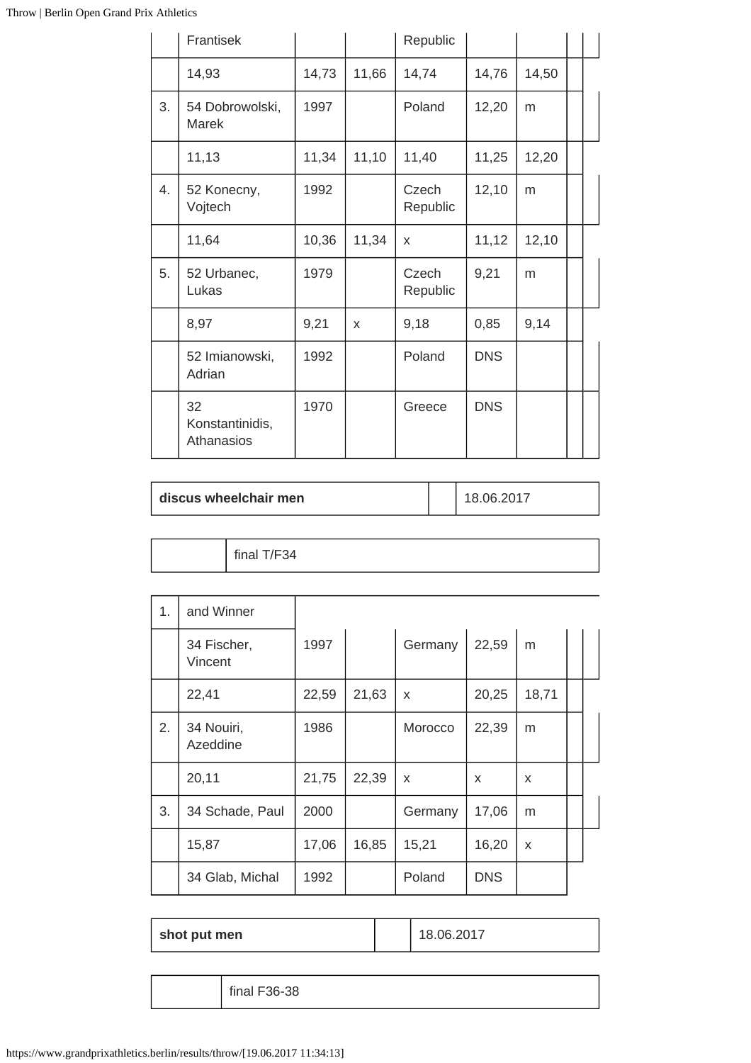| | Frantisek | | | Republic | | | | |
|---|---|---|---|---|---|---|---|---|
| | 14,93 | 14,73 | 11,66 | 14,74 | 14,76 | 14,50 | | |
| 3. | 54 Dobrowolski, Marek | 1997 | | Poland | 12,20 | m | | |
| | 11,13 | 11,34 | 11,10 | 11,40 | 11,25 | 12,20 | | |
| 4. | 52 Konecny, Vojtech | 1992 | | Czech Republic | 12,10 | m | | |
| | 11,64 | 10,36 | 11,34 | x | 11,12 | 12,10 | | |
| 5. | 52 Urbanec, Lukas | 1979 | | Czech Republic | 9,21 | m | | |
| | 8,97 | 9,21 | x | 9,18 | 0,85 | 9,14 | | |
| | 52 Imianowski, Adrian | 1992 | | Poland | DNS | | | |
| | 32 Konstantinidis, Athanasios | 1970 | | Greece | DNS | | | |

| discus wheelchair men | | 18.06.2017 |
|---|---|---|

| | final T/F34 |
|---|---|

| 1. | and Winner | | | | | | | |
|---|---|---|---|---|---|---|---|---|
| | 34 Fischer, Vincent | 1997 | | Germany | 22,59 | m | | |
| | 22,41 | 22,59 | 21,63 | x | 20,25 | 18,71 | | |
| 2. | 34 Nouiri, Azeddine | 1986 | | Morocco | 22,39 | m | | |
| | 20,11 | 21,75 | 22,39 | x | x | x | | |
| 3. | 34 Schade, Paul | 2000 | | Germany | 17,06 | m | | |
| | 15,87 | 17,06 | 16,85 | 15,21 | 16,20 | x | | |
| | 34 Glab, Michal | 1992 | | Poland | DNS | | | |

| shot put men | | 18.06.2017 |
|---|---|---|

| | final F36-38 |
|---|---|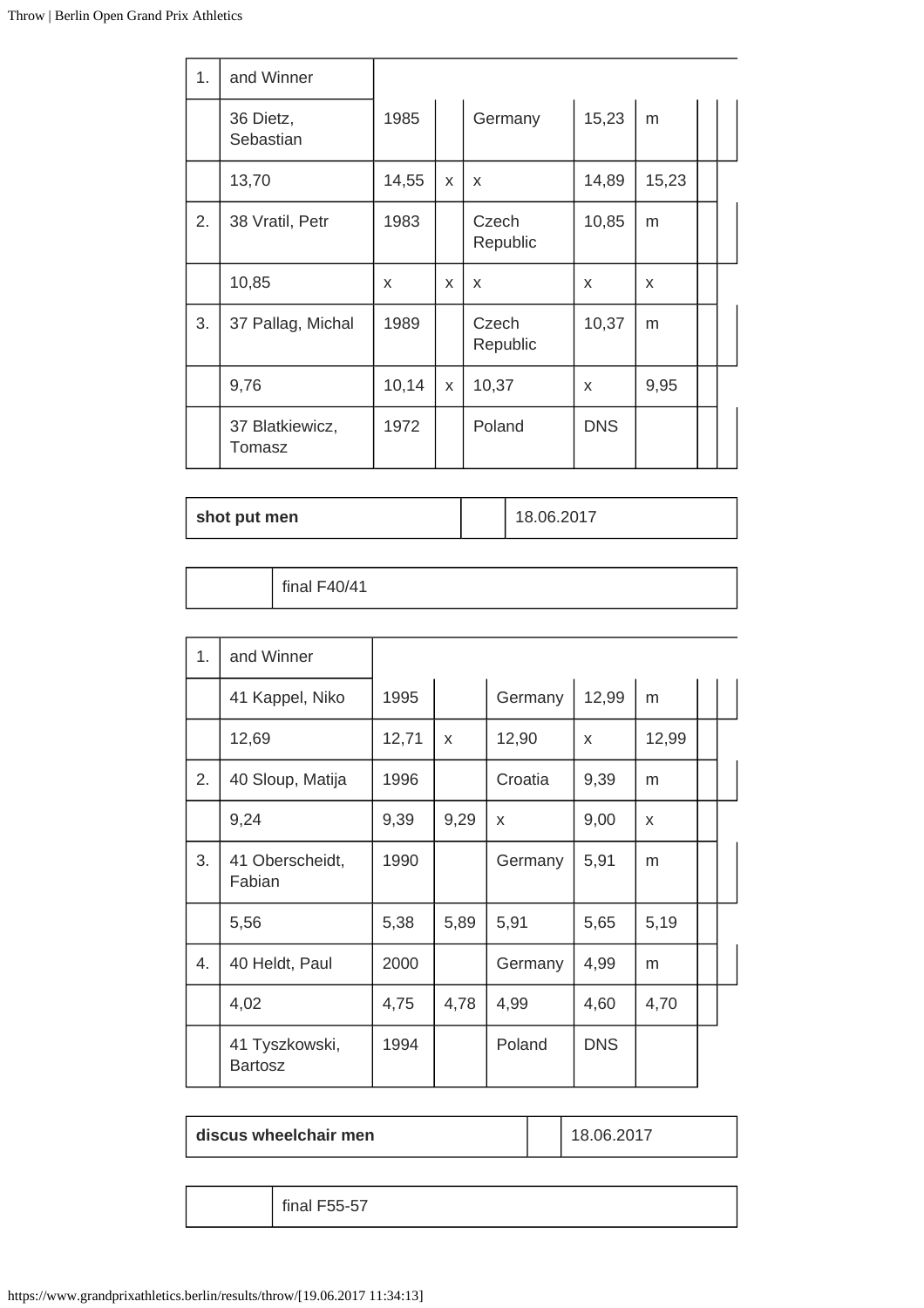| 1. | and Winner | | | | | | | |
|---|---|---|---|---|---|---|---|---|
| | 36 Dietz, Sebastian | 1985 | | Germany | 15,23 | m | | |
| | 13,70 | 14,55 | x | x | 14,89 | 15,23 | | |
| 2. | 38 Vratil, Petr | 1983 | | Czech Republic | 10,85 | m | | |
| | 10,85 | x | x | x | x | x | | |
| 3. | 37 Pallag, Michal | 1989 | | Czech Republic | 10,37 | m | | |
| | 9,76 | 10,14 | x | 10,37 | x | 9,95 | | |
| | 37 Blatkiewicz, Tomasz | 1972 | | Poland | DNS | | | |

| **shot put men** | | 18.06.2017 |
|---|---|---|

| | final F40/41 |
|---|---|

| 1. | and Winner | | | | | | | |
|---|---|---|---|---|---|---|---|---|
| | 41 Kappel, Niko | 1995 | | Germany | 12,99 | m | | |
| | 12,69 | 12,71 | x | 12,90 | x | 12,99 | | |
| 2. | 40 Sloup, Matija | 1996 | | Croatia | 9,39 | m | | |
| | 9,24 | 9,39 | 9,29 | x | 9,00 | x | | |
| 3. | 41 Oberscheidt, Fabian | 1990 | | Germany | 5,91 | m | | |
| | 5,56 | 5,38 | 5,89 | 5,91 | 5,65 | 5,19 | | |
| 4. | 40 Heldt, Paul | 2000 | | Germany | 4,99 | m | | |
| | 4,02 | 4,75 | 4,78 | 4,99 | 4,60 | 4,70 | | |
| | 41 Tyszkowski, Bartosz | 1994 | | Poland | DNS | | | |

| **discus wheelchair men** | | 18.06.2017 |
|---|---|---|

| | final F55-57 |
|---|---|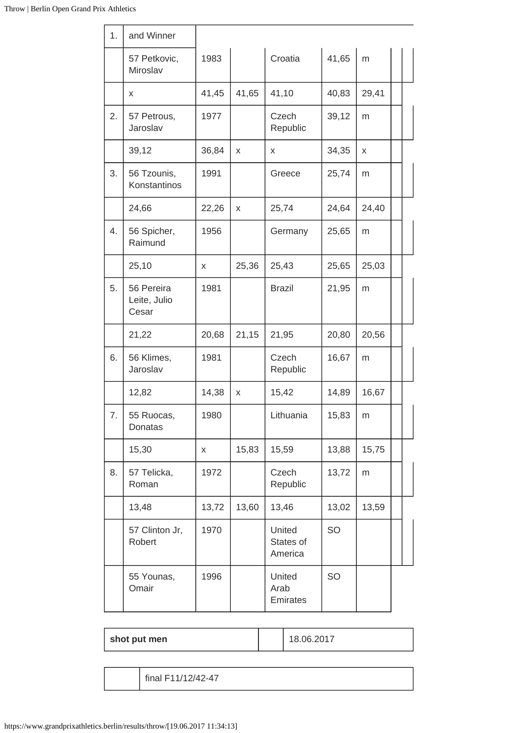| 1. | and Winner | | | | | | |
|---|---|---|---|---|---|---|---|
| | 57 Petkovic, Miroslav | 1983 | | Croatia | 41,65 | m | |
| | x | 41,45 | 41,65 | 41,10 | 40,83 | 29,41 | |
| 2. | 57 Petrous, Jaroslav | 1977 | | Czech Republic | 39,12 | m | |
| | 39,12 | 36,84 | x | x | 34,35 | x | |
| 3. | 56 Tzounis, Konstantinos | 1991 | | Greece | 25,74 | m | |
| | 24,66 | 22,26 | x | 25,74 | 24,64 | 24,40 | |
| 4. | 56 Spicher, Raimund | 1956 | | Germany | 25,65 | m | |
| | 25,10 | x | 25,36 | 25,43 | 25,65 | 25,03 | |
| 5. | 56 Pereira Leite, Julio Cesar | 1981 | | Brazil | 21,95 | m | |
| | 21,22 | 20,68 | 21,15 | 21,95 | 20,80 | 20,56 | |
| 6. | 56 Klimes, Jaroslav | 1981 | | Czech Republic | 16,67 | m | |
| | 12,82 | 14,38 | x | 15,42 | 14,89 | 16,67 | |
| 7. | 55 Ruocas, Donatas | 1980 | | Lithuania | 15,83 | m | |
| | 15,30 | x | 15,83 | 15,59 | 13,88 | 15,75 | |
| 8. | 57 Telicka, Roman | 1972 | | Czech Republic | 13,72 | m | |
| | 13,48 | 13,72 | 13,60 | 13,46 | 13,02 | 13,59 | |
| | 57 Clinton Jr, Robert | 1970 | | United States of America | SO | | |
| | 55 Younas, Omair | 1996 | | United Arab Emirates | SO | | |

| shot put men | | 18.06.2017 |
|---|---|---|

| | final F11/12/42-47 |
|---|---|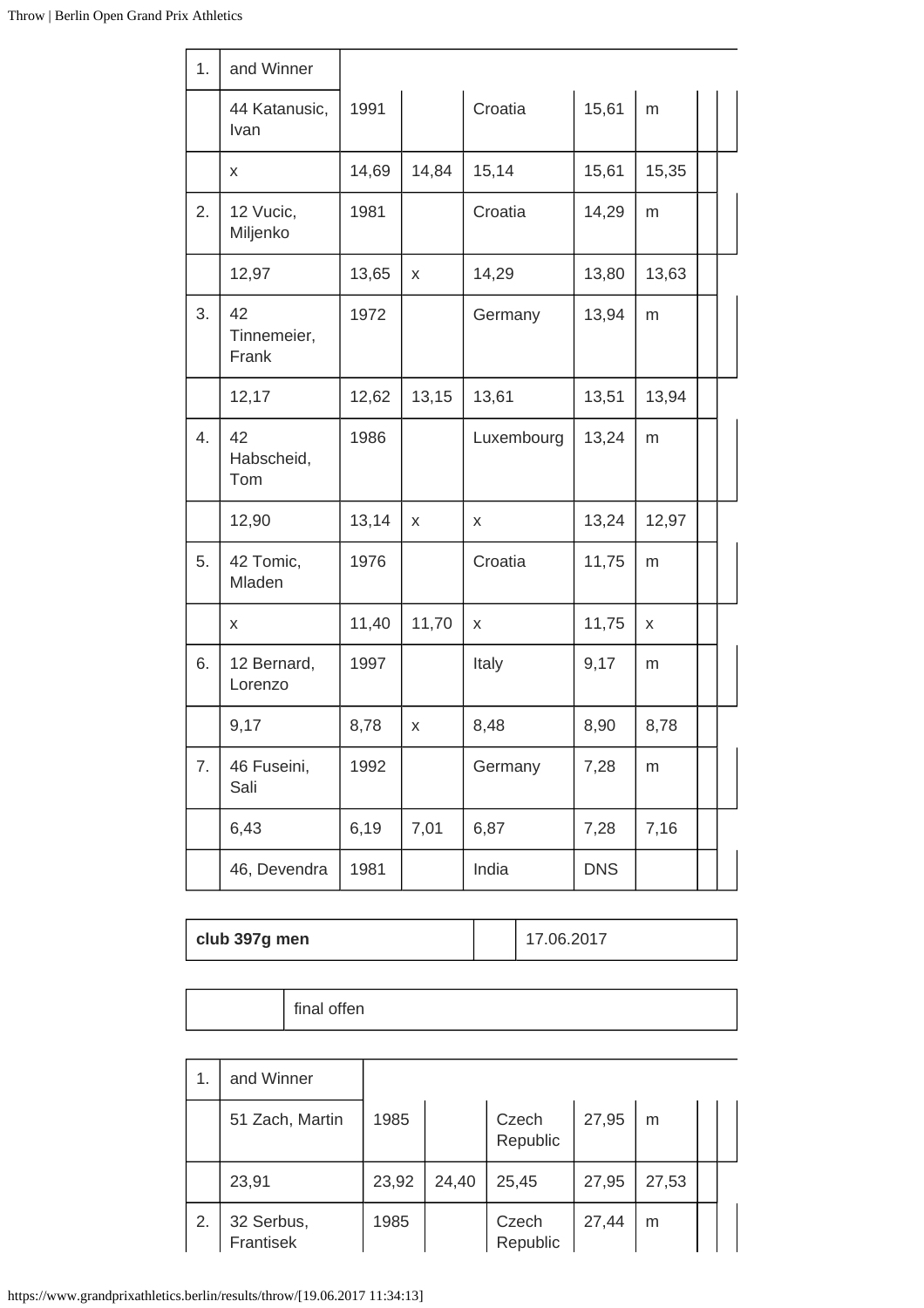| 1. | and Winner | | | | | | | |
|---|---|---|---|---|---|---|---|---|
| | 44 Katanusic, Ivan | 1991 | | Croatia | 15,61 | m | | |
| | x | 14,69 | 14,84 | 15,14 | 15,61 | 15,35 | | |
| 2. | 12 Vucic, Miljenko | 1981 | | Croatia | 14,29 | m | | |
| | 12,97 | 13,65 | x | 14,29 | 13,80 | 13,63 | | |
| 3. | 42 Tinnemeier, Frank | 1972 | | Germany | 13,94 | m | | |
| | 12,17 | 12,62 | 13,15 | 13,61 | 13,51 | 13,94 | | |
| 4. | 42 Habscheid, Tom | 1986 | | Luxembourg | 13,24 | m | | |
| | 12,90 | 13,14 | x | x | 13,24 | 12,97 | | |
| 5. | 42 Tomic, Mladen | 1976 | | Croatia | 11,75 | m | | |
| | x | 11,40 | 11,70 | x | 11,75 | x | | |
| 6. | 12 Bernard, Lorenzo | 1997 | | Italy | 9,17 | m | | |
| | 9,17 | 8,78 | x | 8,48 | 8,90 | 8,78 | | |
| 7. | 46 Fuseini, Sali | 1992 | | Germany | 7,28 | m | | |
| | 6,43 | 6,19 | 7,01 | 6,87 | 7,28 | 7,16 | | |
| | 46, Devendra | 1981 | | India | DNS | | | |

| **club 397g men** | | 17.06.2017 |
|---|---|---|

| | final offen |
|---|---|

| 1. | and Winner | | | | | | | |
|---|---|---|---|---|---|---|---|---|
| | 51 Zach, Martin | 1985 | | Czech Republic | 27,95 | m | | |
| | 23,91 | 23,92 | 24,40 | 25,45 | 27,95 | 27,53 | | |
| 2. | 32 Serbus, Frantisek | 1985 | | Czech Republic | 27,44 | m | | |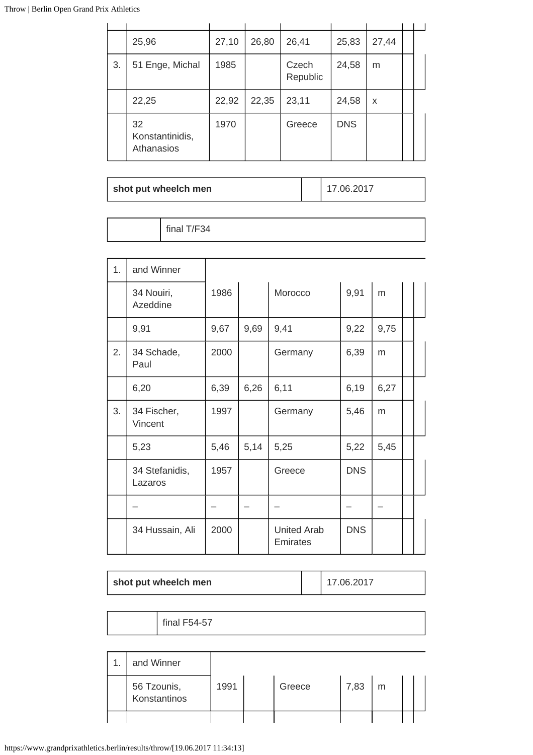|  | 25,96 | 27,10 | 26,80 | 26,41 | 25,83 | 27,44 |  |  |
|---|---|---|---|---|---|---|---|---|
| 3. | 51 Enge, Michal | 1985 |  | Czech Republic | 24,58 | m |  |  |
|  | 22,25 | 22,92 | 22,35 | 23,11 | 24,58 | x |  |  |
|  | 32 Konstantinidis, Athanasios | 1970 |  | Greece | DNS |  |  |  |

| shot put wheelch men |  | 17.06.2017 |
|---|---|---|

|  | final T/F34 |
|---|---|

| 1. | and Winner |  |  |  |  |  |  |  |
|---|---|---|---|---|---|---|---|---|
|  | 34 Nouiri, Azeddine | 1986 |  | Morocco | 9,91 | m |  |  |
|  | 9,91 | 9,67 | 9,69 | 9,41 | 9,22 | 9,75 |  |  |
| 2. | 34 Schade, Paul | 2000 |  | Germany | 6,39 | m |  |  |
|  | 6,20 | 6,39 | 6,26 | 6,11 | 6,19 | 6,27 |  |  |
| 3. | 34 Fischer, Vincent | 1997 |  | Germany | 5,46 | m |  |  |
|  | 5,23 | 5,46 | 5,14 | 5,25 | 5,22 | 5,45 |  |  |
|  | 34 Stefanidis, Lazaros | 1957 |  | Greece | DNS |  |  |  |
|  | – | – | – | – | – | – |  |  |
|  | 34 Hussain, Ali | 2000 |  | United Arab Emirates | DNS |  |  |  |

| shot put wheelch men |  | 17.06.2017 |
|---|---|---|

|  | final F54-57 |
|---|---|

| 1. | and Winner |  |  |  |  |  |  |  |
|---|---|---|---|---|---|---|---|---|
|  | 56 Tzounis, Konstantinos | 1991 |  | Greece | 7,83 | m |  |  |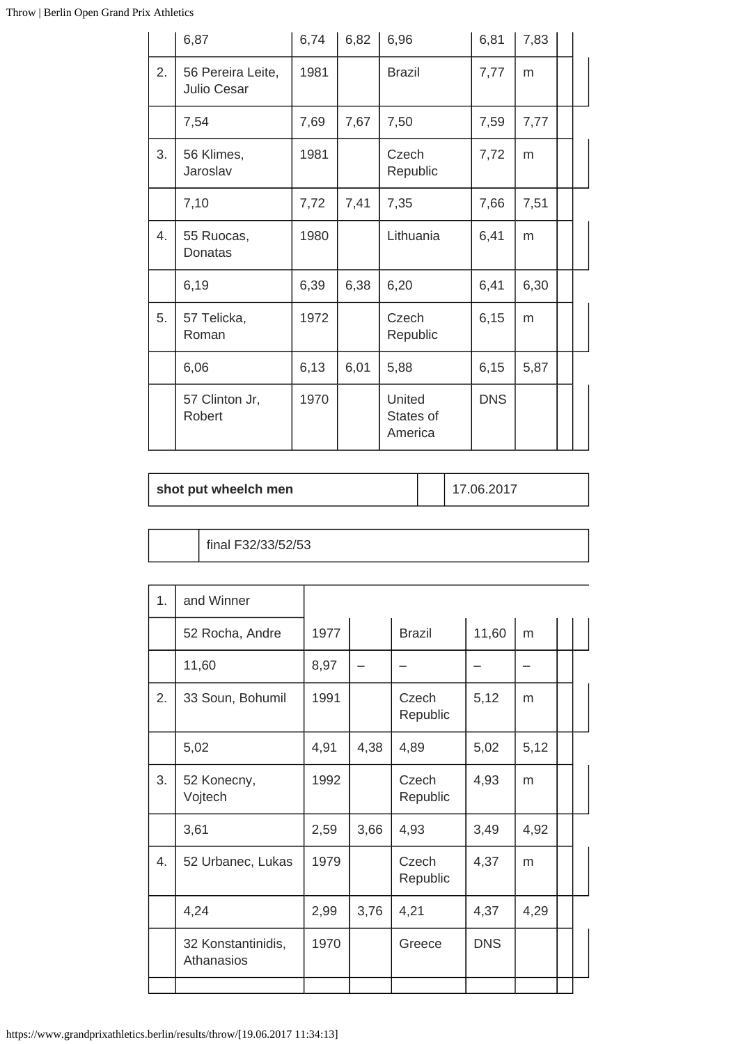| | | | | | | | |
|---|---|---|---|---|---|---|---|
| | 6,87 | 6,74 | 6,82 | 6,96 | 6,81 | 7,83 | |
| 2. | 56 Pereira Leite, Julio Cesar | 1981 | | Brazil | 7,77 | m | |
| | 7,54 | 7,69 | 7,67 | 7,50 | 7,59 | 7,77 | |
| 3. | 56 Klimes, Jaroslav | 1981 | | Czech Republic | 7,72 | m | |
| | 7,10 | 7,72 | 7,41 | 7,35 | 7,66 | 7,51 | |
| 4. | 55 Ruocas, Donatas | 1980 | | Lithuania | 6,41 | m | |
| | 6,19 | 6,39 | 6,38 | 6,20 | 6,41 | 6,30 | |
| 5. | 57 Telicka, Roman | 1972 | | Czech Republic | 6,15 | m | |
| | 6,06 | 6,13 | 6,01 | 5,88 | 6,15 | 5,87 | |
| | 57 Clinton Jr, Robert | 1970 | | United States of America | DNS | | |

| **shot put wheelch men** | | 17.06.2017 |
|---|---|---|

| | final F32/33/52/53 |
|---|---|

| | | | | | | | |
|---|---|---|---|---|---|---|---|
| 1. | and Winner | | | | | | |
| | 52 Rocha, Andre | 1977 | | Brazil | 11,60 | m | |
| | 11,60 | 8,97 | – | – | – | – | |
| 2. | 33 Soun, Bohumil | 1991 | | Czech Republic | 5,12 | m | |
| | 5,02 | 4,91 | 4,38 | 4,89 | 5,02 | 5,12 | |
| 3. | 52 Konecny, Vojtech | 1992 | | Czech Republic | 4,93 | m | |
| | 3,61 | 2,59 | 3,66 | 4,93 | 3,49 | 4,92 | |
| 4. | 52 Urbanec, Lukas | 1979 | | Czech Republic | 4,37 | m | |
| | 4,24 | 2,99 | 3,76 | 4,21 | 4,37 | 4,29 | |
| | 32 Konstantinidis, Athanasios | 1970 | | Greece | DNS | | |
| | | | | | | | |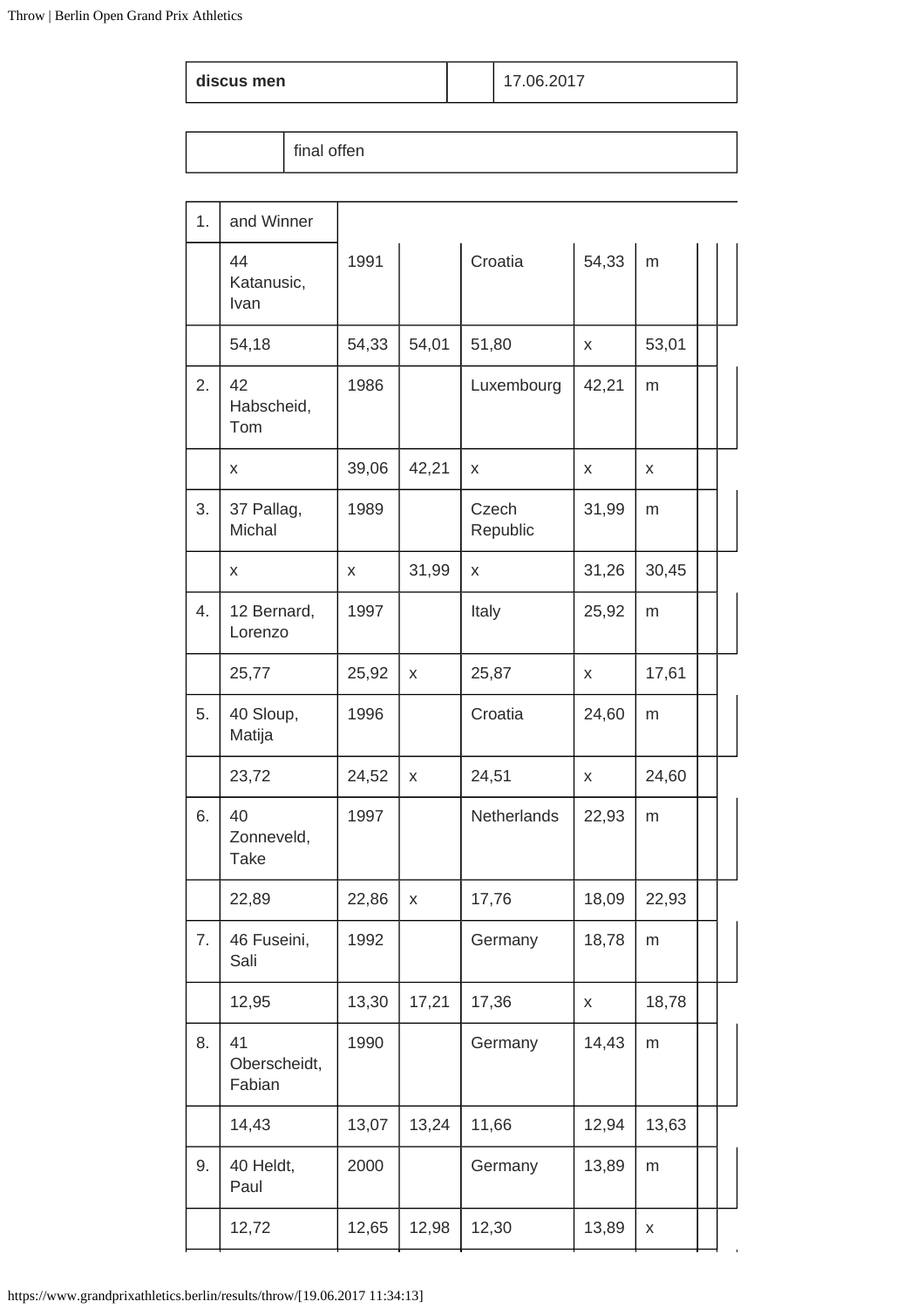| discus men | | 17.06.2017 |
|---|---|---|

| | final offen |
|---|---|

| | | | | | | | | |
|---|---|---|---|---|---|---|---|---|
| 1. | and Winner | | | | | | | |
| | 44 Katanusic, Ivan | 1991 | | Croatia | 54,33 | m | | |
| | 54,18 | 54,33 | 54,01 | 51,80 | x | 53,01 | | |
| 2. | 42 Habscheid, Tom | 1986 | | Luxembourg | 42,21 | m | | |
| | x | 39,06 | 42,21 | x | x | x | | |
| 3. | 37 Pallag, Michal | 1989 | | Czech Republic | 31,99 | m | | |
| | x | x | 31,99 | x | 31,26 | 30,45 | | |
| 4. | 12 Bernard, Lorenzo | 1997 | | Italy | 25,92 | m | | |
| | 25,77 | 25,92 | x | 25,87 | x | 17,61 | | |
| 5. | 40 Sloup, Matija | 1996 | | Croatia | 24,60 | m | | |
| | 23,72 | 24,52 | x | 24,51 | x | 24,60 | | |
| 6. | 40 Zonneveld, Take | 1997 | | Netherlands | 22,93 | m | | |
| | 22,89 | 22,86 | x | 17,76 | 18,09 | 22,93 | | |
| 7. | 46 Fuseini, Sali | 1992 | | Germany | 18,78 | m | | |
| | 12,95 | 13,30 | 17,21 | 17,36 | x | 18,78 | | |
| 8. | 41 Oberscheidt, Fabian | 1990 | | Germany | 14,43 | m | | |
| | 14,43 | 13,07 | 13,24 | 11,66 | 12,94 | 13,63 | | |
| 9. | 40 Heldt, Paul | 2000 | | Germany | 13,89 | m | | |
| | 12,72 | 12,65 | 12,98 | 12,30 | 13,89 | x | | |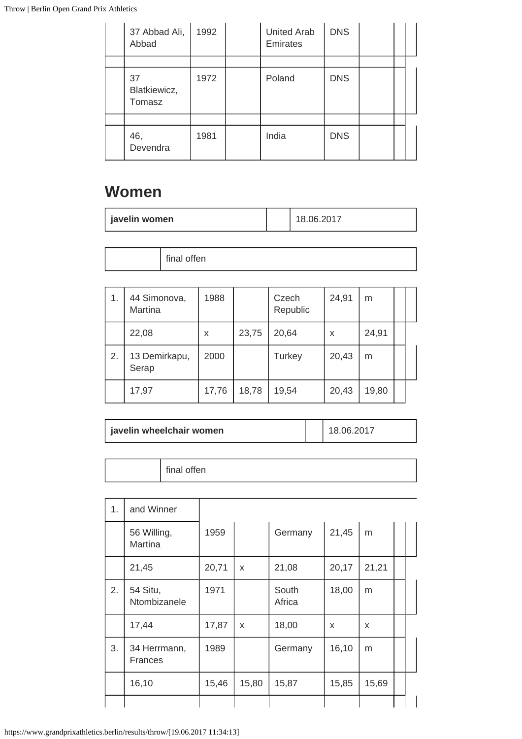| | | | | | | | | |
|---|---|---|---|---|---|---|---|---|
| | 37 Abbad Ali, Abbad | 1992 | | United Arab Emirates | DNS | | | |
| | | | | | | | | |
| | 37 Blatkiewicz, Tomasz | 1972 | | Poland | DNS | | | |
| | | | | | | | | |
| | 46, Devendra | 1981 | | India | DNS | | | |

## Women

| javelin women | | 18.06.2017 |
|---|---|---|

| | final offen |
|---|---|

| | | | | | | | | |
|---|---|---|---|---|---|---|---|---|
| 1. | 44 Simonova, Martina | 1988 | | Czech Republic | 24,91 | m | | |
| | 22,08 | x | 23,75 | 20,64 | x | 24,91 | | |
| 2. | 13 Demirkapu, Serap | 2000 | | Turkey | 20,43 | m | | |
| | 17,97 | 17,76 | 18,78 | 19,54 | 20,43 | 19,80 | | |

| javelin wheelchair women | | 18.06.2017 |
|---|---|---|

| | final offen |
|---|---|

| | | | | | | | | |
|---|---|---|---|---|---|---|---|---|
| 1. | and Winner | | | | | | | |
| | 56 Willing, Martina | 1959 | | Germany | 21,45 | m | | |
| | 21,45 | 20,71 | x | 21,08 | 20,17 | 21,21 | | |
| 2. | 54 Situ, Ntombizanele | 1971 | | South Africa | 18,00 | m | | |
| | 17,44 | 17,87 | x | 18,00 | x | x | | |
| 3. | 34 Herrmann, Frances | 1989 | | Germany | 16,10 | m | | |
| | 16,10 | 15,46 | 15,80 | 15,87 | 15,85 | 15,69 | | |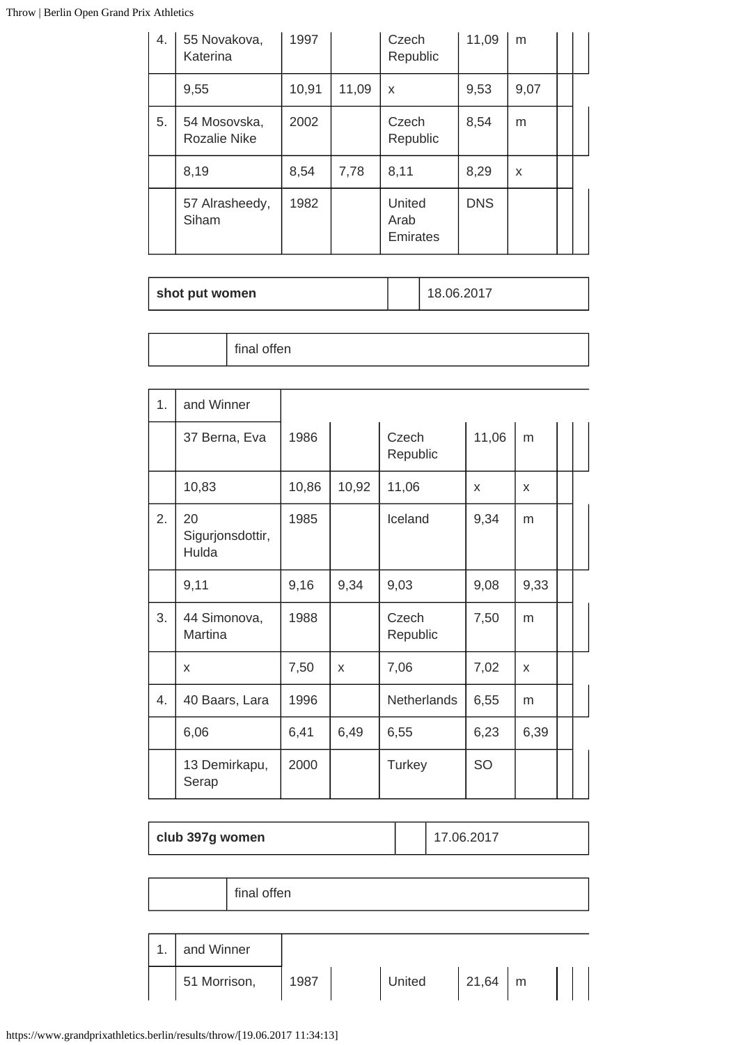| | | | | | | | | |
|---|---|---|---|---|---|---|---|---|
| 4. | 55 Novakova, Katerina | 1997 | | Czech Republic | 11,09 | m | | |
| | 9,55 | 10,91 | 11,09 | x | 9,53 | 9,07 | | |
| 5. | 54 Mosovska, Rozalie Nike | 2002 | | Czech Republic | 8,54 | m | | |
| | 8,19 | 8,54 | 7,78 | 8,11 | 8,29 | x | | |
| | 57 Alrasheedy, Siham | 1982 | | United Arab Emirates | DNS | | | |

| | | |
|---|---|---|
| **shot put women** | | 18.06.2017 |

| | |
|---|---|
| | final offen |

| | | | | | | | | |
|---|---|---|---|---|---|---|---|---|
| 1. | and Winner | | | | | | | |
| | 37 Berna, Eva | 1986 | | Czech Republic | 11,06 | m | | |
| | 10,83 | 10,86 | 10,92 | 11,06 | x | x | | |
| 2. | 20 Sigurjonsdottir, Hulda | 1985 | | Iceland | 9,34 | m | | |
| | 9,11 | 9,16 | 9,34 | 9,03 | 9,08 | 9,33 | | |
| 3. | 44 Simonova, Martina | 1988 | | Czech Republic | 7,50 | m | | |
| | x | 7,50 | x | 7,06 | 7,02 | x | | |
| 4. | 40 Baars, Lara | 1996 | | Netherlands | 6,55 | m | | |
| | 6,06 | 6,41 | 6,49 | 6,55 | 6,23 | 6,39 | | |
| | 13 Demirkapu, Serap | 2000 | | Turkey | SO | | | |

| | | |
|---|---|---|
| **club 397g women** | | 17.06.2017 |

| | |
|---|---|
| | final offen |

| | | | | | | | | |
|---|---|---|---|---|---|---|---|---|
| 1. | and Winner | | | | | | | |
| | 51 Morrison, | 1987 | | United | 21,64 | m | | |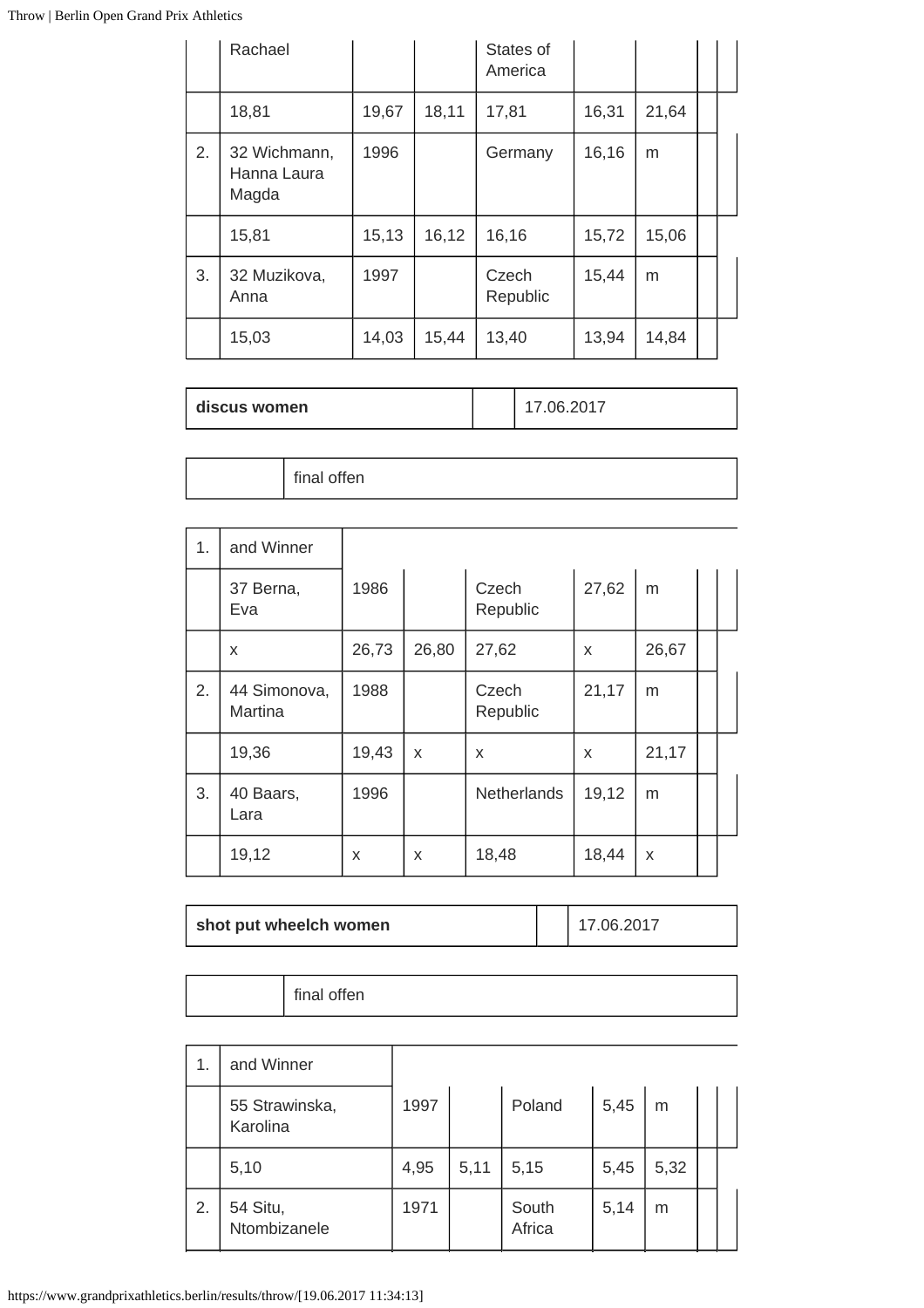| | | | | | | | | |
|---|---|---|---|---|---|---|---|---|
| | Rachael | | | States of America | | | | |
| | 18,81 | 19,67 | 18,11 | 17,81 | 16,31 | 21,64 | | |
| 2. | 32 Wichmann, Hanna Laura Magda | 1996 | | Germany | 16,16 | m | | |
| | 15,81 | 15,13 | 16,12 | 16,16 | 15,72 | 15,06 | | |
| 3. | 32 Muzikova, Anna | 1997 | | Czech Republic | 15,44 | m | | |
| | 15,03 | 14,03 | 15,44 | 13,40 | 13,94 | 14,84 | | |

| discus women | | 17.06.2017 |
|---|---|---|

| | final offen |
|---|---|

| | | | | | | | | |
|---|---|---|---|---|---|---|---|---|
| 1. | and Winner | | | | | | | |
| | 37 Berna, Eva | 1986 | | Czech Republic | 27,62 | m | | |
| | x | 26,73 | 26,80 | 27,62 | x | 26,67 | | |
| 2. | 44 Simonova, Martina | 1988 | | Czech Republic | 21,17 | m | | |
| | 19,36 | 19,43 | x | x | x | 21,17 | | |
| 3. | 40 Baars, Lara | 1996 | | Netherlands | 19,12 | m | | |
| | 19,12 | x | x | 18,48 | 18,44 | x | | |

| shot put wheelch women | | 17.06.2017 |
|---|---|---|

| | final offen |
|---|---|

| | | | | | | | | |
|---|---|---|---|---|---|---|---|---|
| 1. | and Winner | | | | | | | |
| | 55 Strawinska, Karolina | 1997 | | Poland | 5,45 | m | | |
| | 5,10 | 4,95 | 5,11 | 5,15 | 5,45 | 5,32 | | |
| 2. | 54 Situ, Ntombizanele | 1971 | | South Africa | 5,14 | m | | |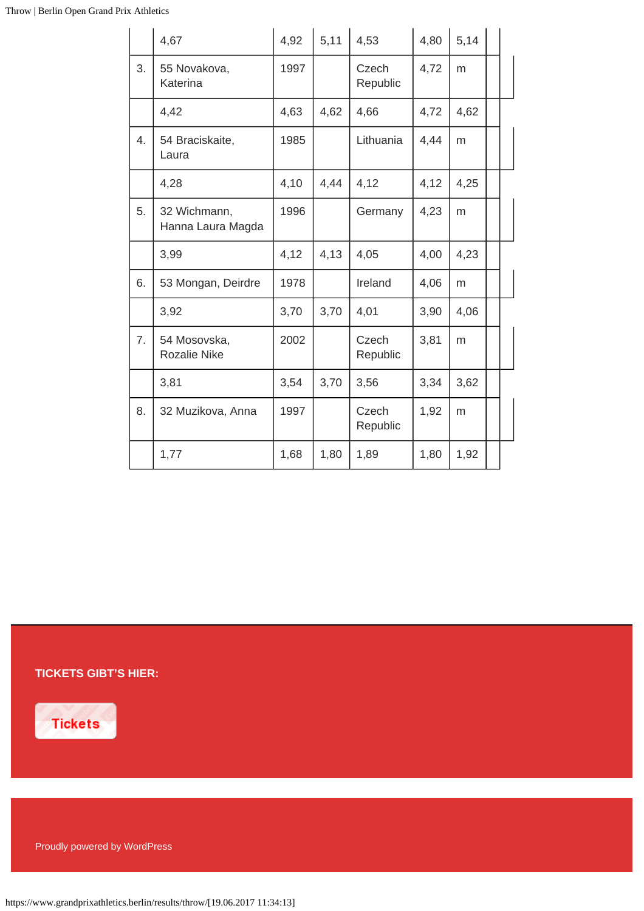| | | | | | | | |
|---|---|---|---|---|---|---|---|
| | 4,67 | 4,92 | 5,11 | 4,53 | 4,80 | 5,14 | |
| 3. | 55 Novakova, Katerina | 1997 | | Czech Republic | 4,72 | m | |
| | 4,42 | 4,63 | 4,62 | 4,66 | 4,72 | 4,62 | |
| 4. | 54 Braciskaite, Laura | 1985 | | Lithuania | 4,44 | m | |
| | 4,28 | 4,10 | 4,44 | 4,12 | 4,12 | 4,25 | |
| 5. | 32 Wichmann, Hanna Laura Magda | 1996 | | Germany | 4,23 | m | |
| | 3,99 | 4,12 | 4,13 | 4,05 | 4,00 | 4,23 | |
| 6. | 53 Mongan, Deirdre | 1978 | | Ireland | 4,06 | m | |
| | 3,92 | 3,70 | 3,70 | 4,01 | 3,90 | 4,06 | |
| 7. | 54 Mosovska, Rozalie Nike | 2002 | | Czech Republic | 3,81 | m | |
| | 3,81 | 3,54 | 3,70 | 3,56 | 3,34 | 3,62 | |
| 8. | 32 Muzikova, Anna | 1997 | | Czech Republic | 1,92 | m | |
| | 1,77 | 1,68 | 1,80 | 1,89 | 1,80 | 1,92 | |

**TICKETS GIBT'S HIER:**

Tickets

Proudly powered by WordPress